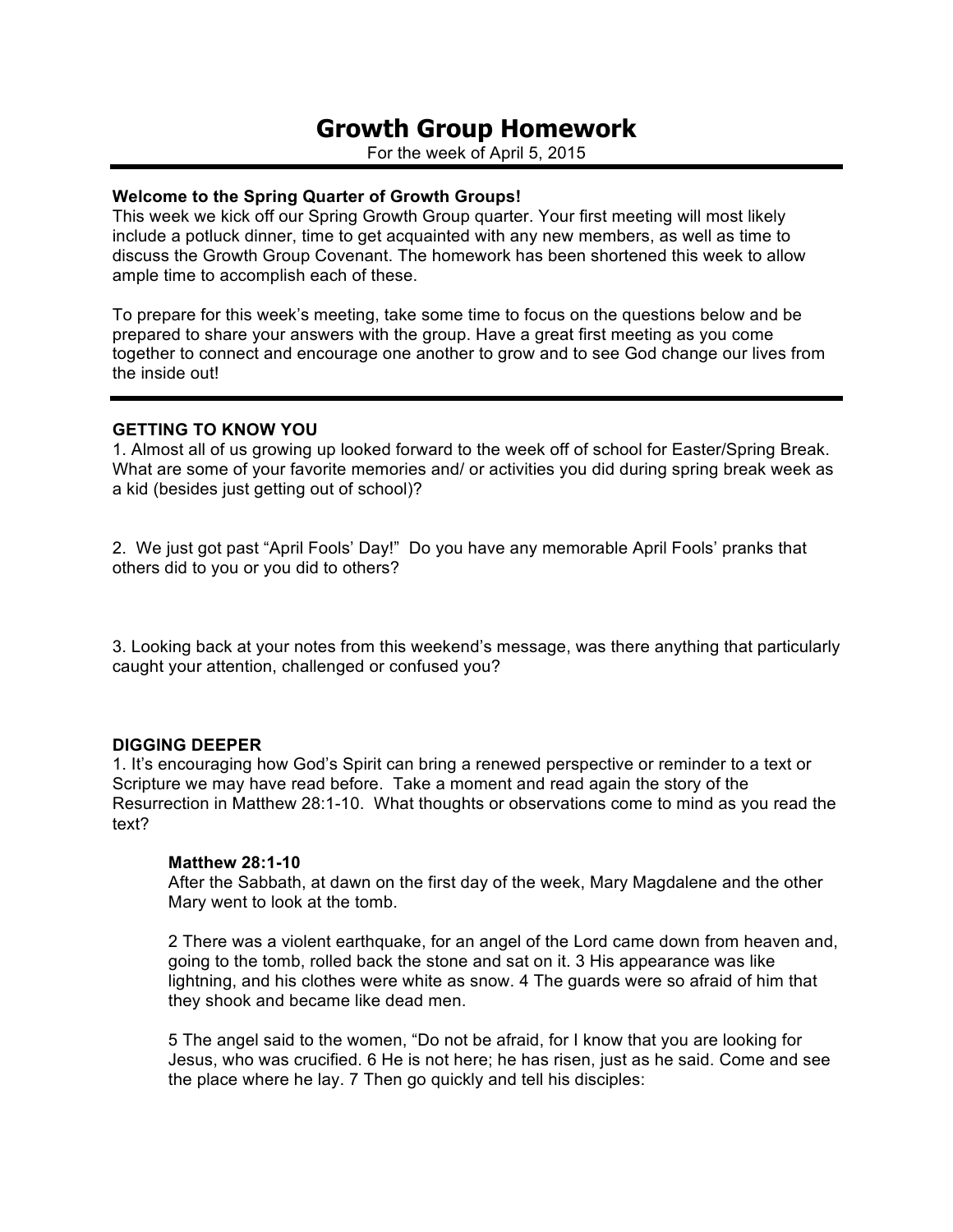# Growth Group Homework

For the week of April 5, 2015

---

**Welcome to the Spring Quarter of Growth Groups!**
This week we kick off our Spring Growth Group quarter. Your first meeting will most likely include a potluck dinner, time to get acquainted with any new members, as well as time to discuss the Growth Group Covenant. The homework has been shortened this week to allow ample time to accomplish each of these.

To prepare for this week's meeting, take some time to focus on the questions below and be prepared to share your answers with the group. Have a great first meeting as you come together to connect and encourage one another to grow and to see God change our lives from the inside out!

---

**GETTING TO KNOW YOU**

1. Almost all of us growing up looked forward to the week off of school for Easter/Spring Break. What are some of your favorite memories and/ or activities you did during spring break week as a kid (besides just getting out of school)?

2. We just got past "April Fools' Day!" Do you have any memorable April Fools' pranks that others did to you or you did to others?

3. Looking back at your notes from this weekend's message, was there anything that particularly caught your attention, challenged or confused you?

**DIGGING DEEPER**

1. It's encouraging how God's Spirit can bring a renewed perspective or reminder to a text or Scripture we may have read before. Take a moment and read again the story of the Resurrection in Matthew 28:1-10. What thoughts or observations come to mind as you read the text?

> **Matthew 28:1-10**
> After the Sabbath, at dawn on the first day of the week, Mary Magdalene and the other Mary went to look at the tomb.
>
> 2 There was a violent earthquake, for an angel of the Lord came down from heaven and, going to the tomb, rolled back the stone and sat on it. 3 His appearance was like lightning, and his clothes were white as snow. 4 The guards were so afraid of him that they shook and became like dead men.
>
> 5 The angel said to the women, "Do not be afraid, for I know that you are looking for Jesus, who was crucified. 6 He is not here; he has risen, just as he said. Come and see the place where he lay. 7 Then go quickly and tell his disciples: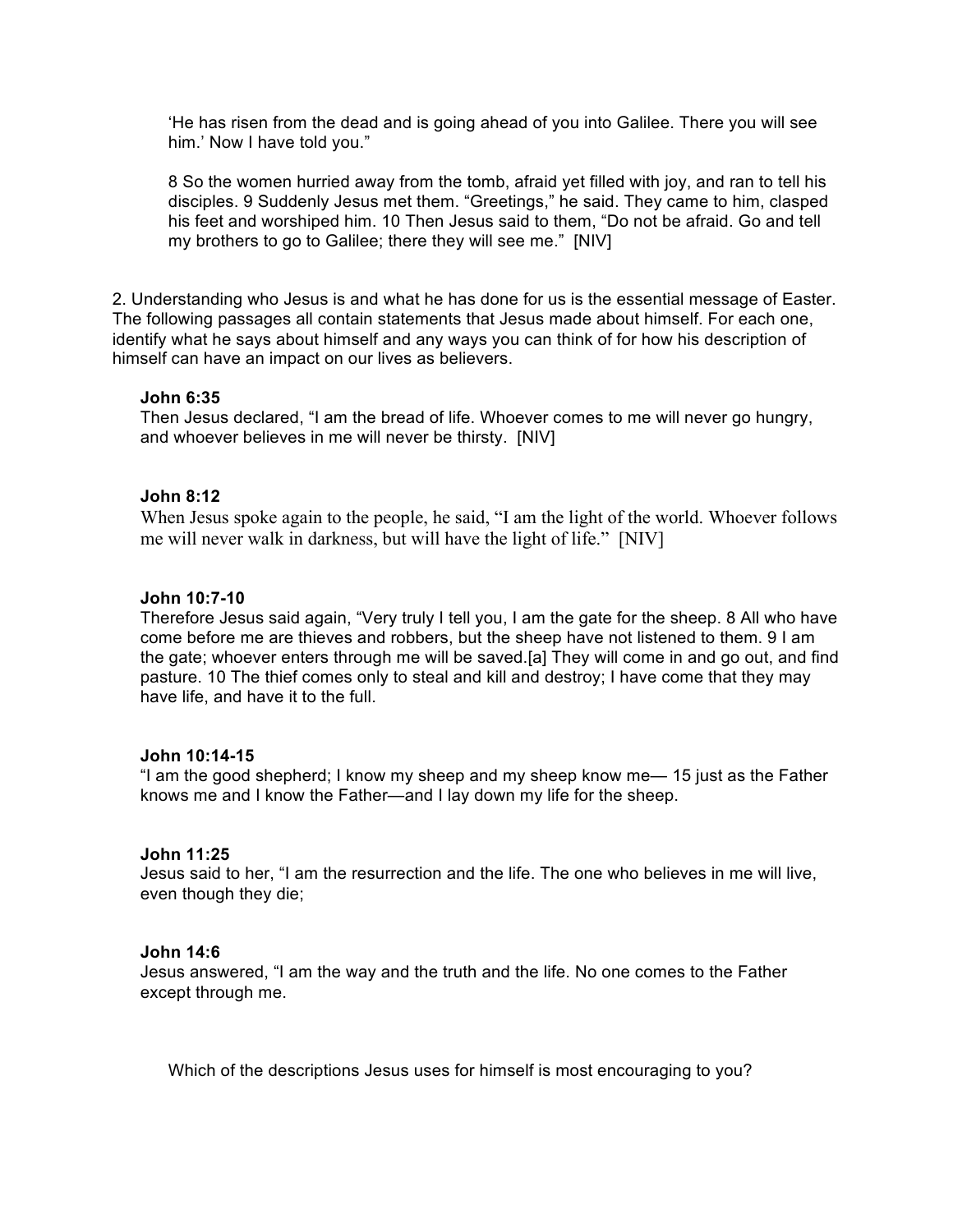'He has risen from the dead and is going ahead of you into Galilee. There you will see him.' Now I have told you."

8 So the women hurried away from the tomb, afraid yet filled with joy, and ran to tell his disciples. 9 Suddenly Jesus met them. "Greetings," he said. They came to him, clasped his feet and worshiped him. 10 Then Jesus said to them, "Do not be afraid. Go and tell my brothers to go to Galilee; there they will see me." [NIV]

2. Understanding who Jesus is and what he has done for us is the essential message of Easter. The following passages all contain statements that Jesus made about himself. For each one, identify what he says about himself and any ways you can think of for how his description of himself can have an impact on our lives as believers.

**John 6:35**
Then Jesus declared, "I am the bread of life. Whoever comes to me will never go hungry, and whoever believes in me will never be thirsty. [NIV]

**John 8:12**
When Jesus spoke again to the people, he said, "I am the light of the world. Whoever follows me will never walk in darkness, but will have the light of life." [NIV]

**John 10:7-10**
Therefore Jesus said again, "Very truly I tell you, I am the gate for the sheep. 8 All who have come before me are thieves and robbers, but the sheep have not listened to them. 9 I am the gate; whoever enters through me will be saved.[a] They will come in and go out, and find pasture. 10 The thief comes only to steal and kill and destroy; I have come that they may have life, and have it to the full.

**John 10:14-15**
"I am the good shepherd; I know my sheep and my sheep know me— 15 just as the Father knows me and I know the Father—and I lay down my life for the sheep.

**John 11:25**
Jesus said to her, "I am the resurrection and the life. The one who believes in me will live, even though they die;

**John 14:6**
Jesus answered, "I am the way and the truth and the life. No one comes to the Father except through me.

Which of the descriptions Jesus uses for himself is most encouraging to you?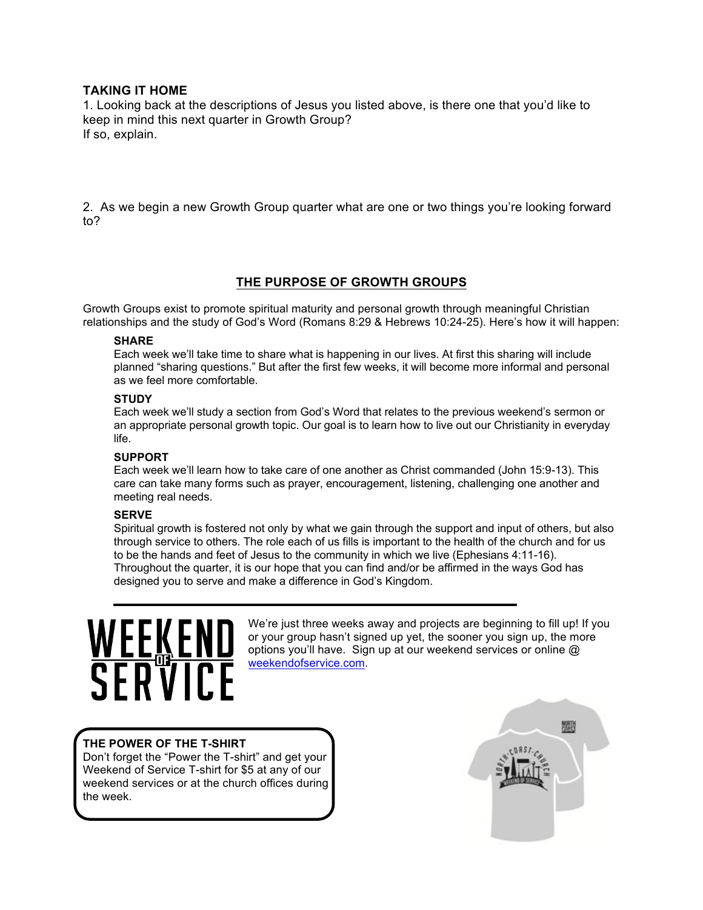**TAKING IT HOME**

1. Looking back at the descriptions of Jesus you listed above, is there one that you'd like to keep in mind this next quarter in Growth Group?
If so, explain.

2. As we begin a new Growth Group quarter what are one or two things you're looking forward to?

## THE PURPOSE OF GROWTH GROUPS

Growth Groups exist to promote spiritual maturity and personal growth through meaningful Christian relationships and the study of God's Word (Romans 8:29 & Hebrews 10:24-25). Here's how it will happen:

**SHARE**
Each week we'll take time to share what is happening in our lives. At first this sharing will include planned "sharing questions." But after the first few weeks, it will become more informal and personal as we feel more comfortable.

**STUDY**
Each week we'll study a section from God's Word that relates to the previous weekend's sermon or an appropriate personal growth topic. Our goal is to learn how to live out our Christianity in everyday life.

**SUPPORT**
Each week we'll learn how to take care of one another as Christ commanded (John 15:9-13). This care can take many forms such as prayer, encouragement, listening, challenging one another and meeting real needs.

**SERVE**
Spiritual growth is fostered not only by what we gain through the support and input of others, but also through service to others. The role each of us fills is important to the health of the church and for us to be the hands and feet of Jesus to the community in which we live (Ephesians 4:11-16). Throughout the quarter, it is our hope that you can find and/or be affirmed in the ways God has designed you to serve and make a difference in God's Kingdom.

---

**WEEKEND OF SERVICE**

We're just three weeks away and projects are beginning to fill up! If you or your group hasn't signed up yet, the sooner you sign up, the more options you'll have. Sign up at our weekend services or online @ weekendofservice.com.

**THE POWER OF THE T-SHIRT**
Don't forget the "Power the T-shirt" and get your Weekend of Service T-shirt for $5 at any of our weekend services or at the church offices during the week.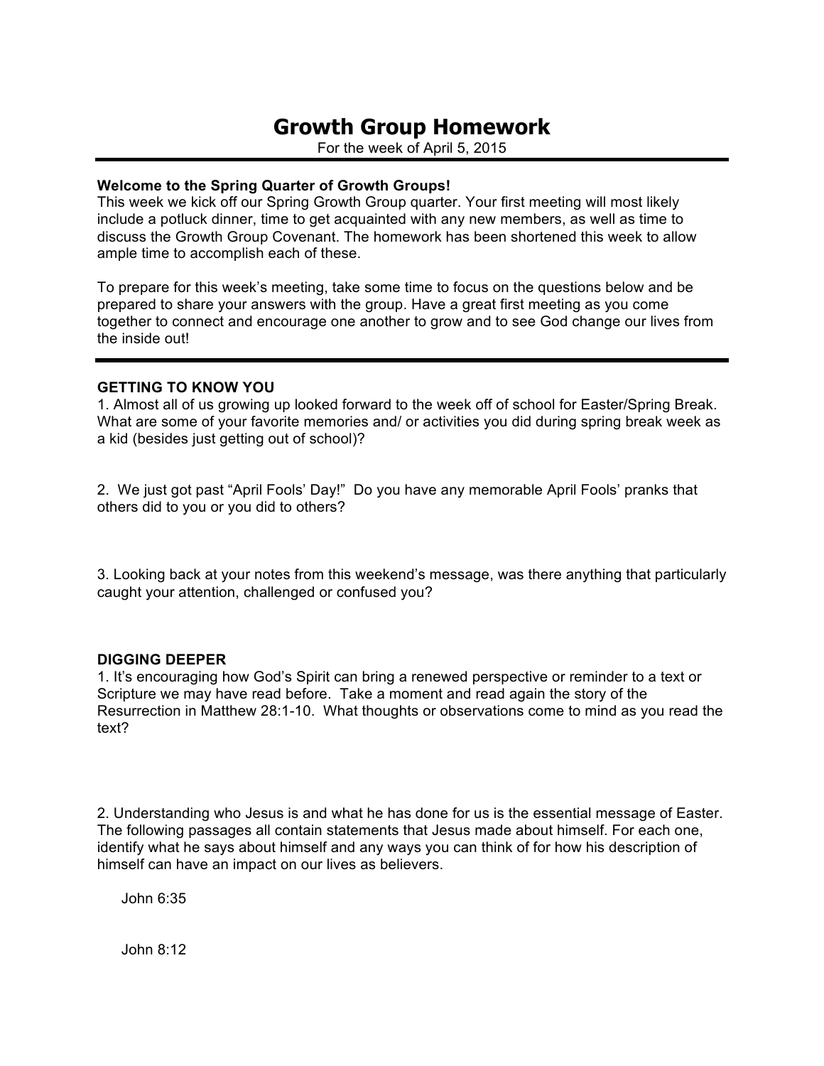# Growth Group Homework

For the week of April 5, 2015

---

**Welcome to the Spring Quarter of Growth Groups!**
This week we kick off our Spring Growth Group quarter. Your first meeting will most likely include a potluck dinner, time to get acquainted with any new members, as well as time to discuss the Growth Group Covenant. The homework has been shortened this week to allow ample time to accomplish each of these.

To prepare for this week's meeting, take some time to focus on the questions below and be prepared to share your answers with the group. Have a great first meeting as you come together to connect and encourage one another to grow and to see God change our lives from the inside out!

---

**GETTING TO KNOW YOU**

1. Almost all of us growing up looked forward to the week off of school for Easter/Spring Break. What are some of your favorite memories and/ or activities you did during spring break week as a kid (besides just getting out of school)?

2. We just got past "April Fools' Day!" Do you have any memorable April Fools' pranks that others did to you or you did to others?

3. Looking back at your notes from this weekend's message, was there anything that particularly caught your attention, challenged or confused you?

**DIGGING DEEPER**

1. It's encouraging how God's Spirit can bring a renewed perspective or reminder to a text or Scripture we may have read before. Take a moment and read again the story of the Resurrection in Matthew 28:1-10. What thoughts or observations come to mind as you read the text?

2. Understanding who Jesus is and what he has done for us is the essential message of Easter. The following passages all contain statements that Jesus made about himself. For each one, identify what he says about himself and any ways you can think of for how his description of himself can have an impact on our lives as believers.

   John 6:35

   John 8:12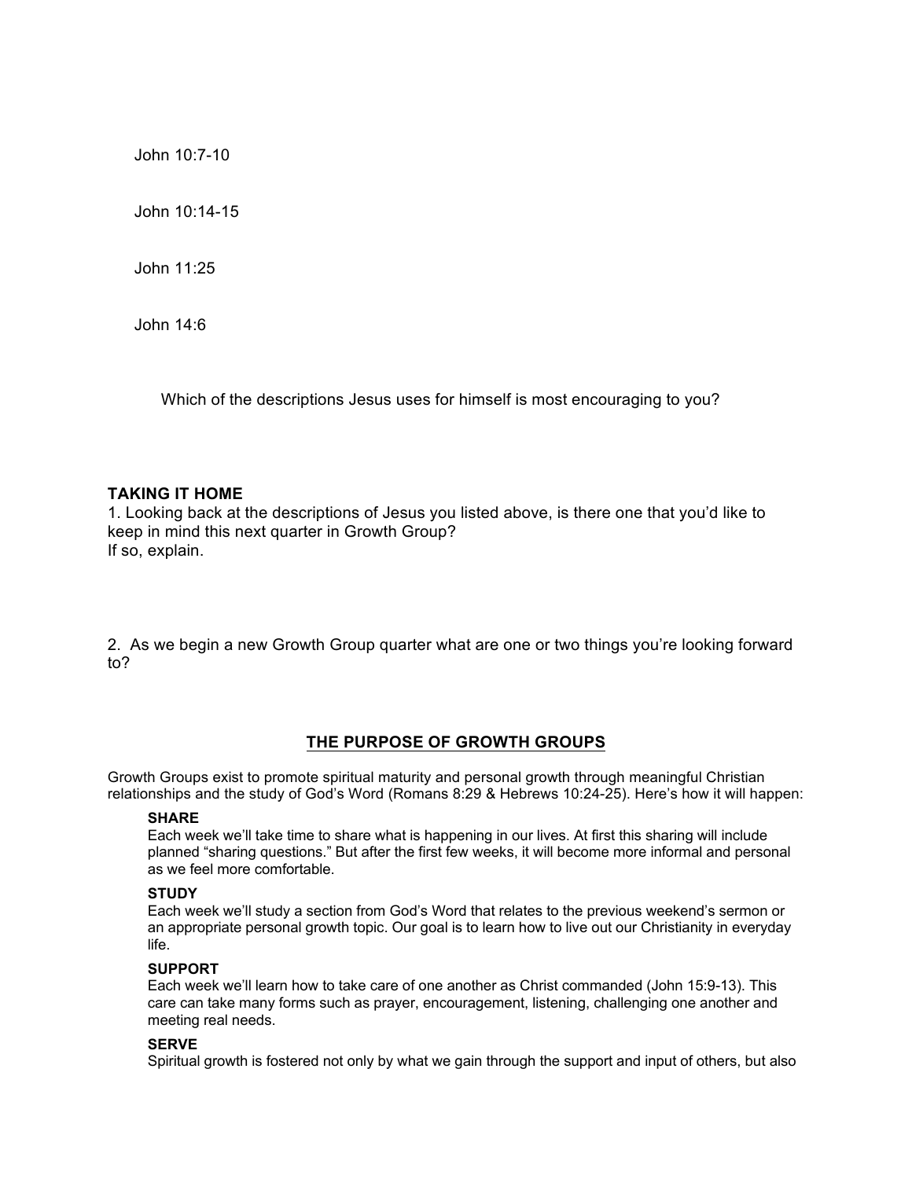John 10:7-10

John 10:14-15

John 11:25

John 14:6

Which of the descriptions Jesus uses for himself is most encouraging to you?

**TAKING IT HOME**

1. Looking back at the descriptions of Jesus you listed above, is there one that you'd like to keep in mind this next quarter in Growth Group?
If so, explain.

2. As we begin a new Growth Group quarter what are one or two things you're looking forward to?

## THE PURPOSE OF GROWTH GROUPS

Growth Groups exist to promote spiritual maturity and personal growth through meaningful Christian relationships and the study of God's Word (Romans 8:29 & Hebrews 10:24-25). Here's how it will happen:

**SHARE**
Each week we'll take time to share what is happening in our lives. At first this sharing will include planned "sharing questions." But after the first few weeks, it will become more informal and personal as we feel more comfortable.

**STUDY**
Each week we'll study a section from God's Word that relates to the previous weekend's sermon or an appropriate personal growth topic. Our goal is to learn how to live out our Christianity in everyday life.

**SUPPORT**
Each week we'll learn how to take care of one another as Christ commanded (John 15:9-13). This care can take many forms such as prayer, encouragement, listening, challenging one another and meeting real needs.

**SERVE**
Spiritual growth is fostered not only by what we gain through the support and input of others, but also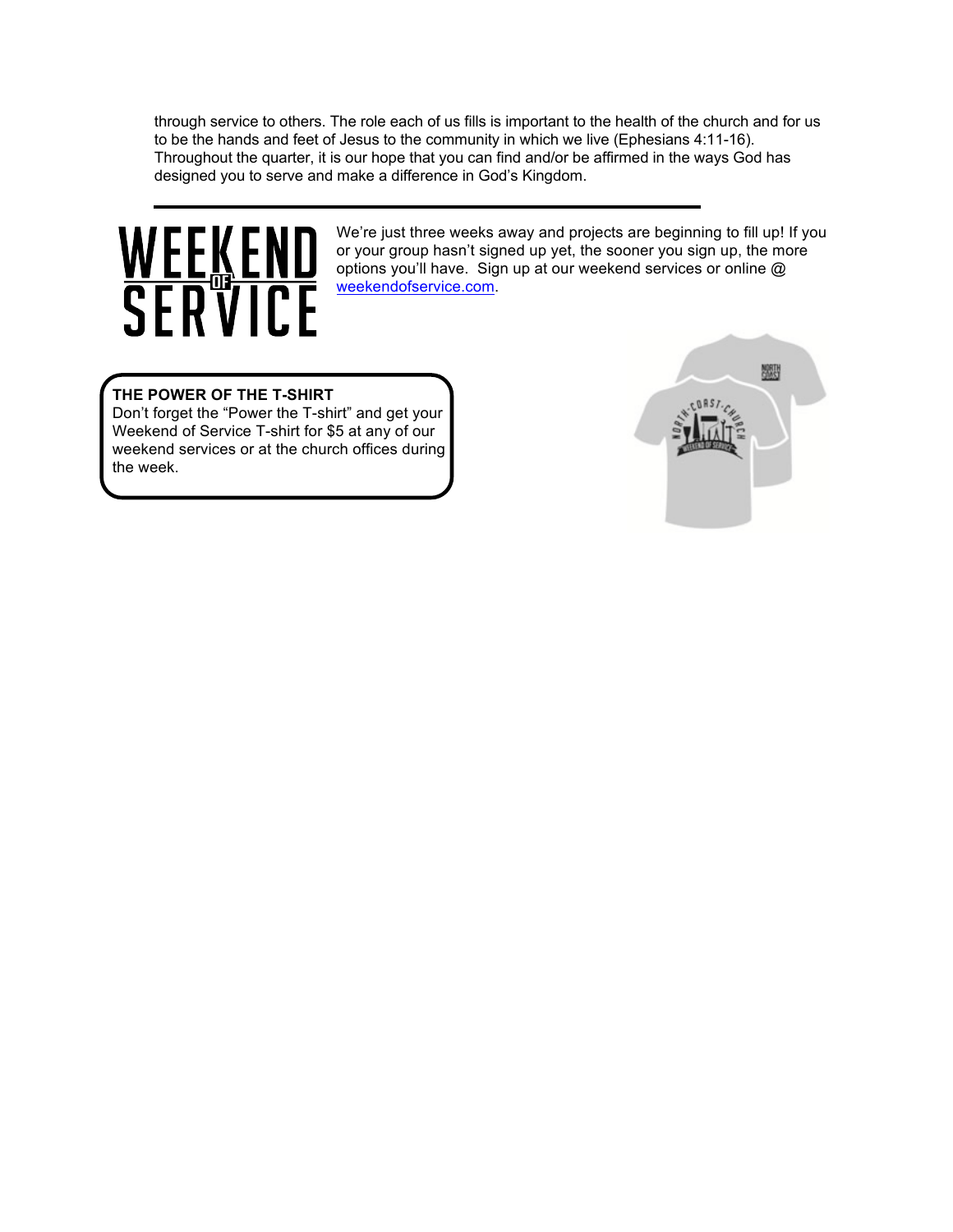through service to others. The role each of us fills is important to the health of the church and for us to be the hands and feet of Jesus to the community in which we live (Ephesians 4:11-16). Throughout the quarter, it is our hope that you can find and/or be affirmed in the ways God has designed you to serve and make a difference in God's Kingdom.

---

## WEEKEND OF SERVICE

We're just three weeks away and projects are beginning to fill up! If you or your group hasn't signed up yet, the sooner you sign up, the more options you'll have. Sign up at our weekend services or online @ weekendofservice.com.

**THE POWER OF THE T-SHIRT**
Don't forget the "Power the T-shirt" and get your Weekend of Service T-shirt for $5 at any of our weekend services or at the church offices during the week.